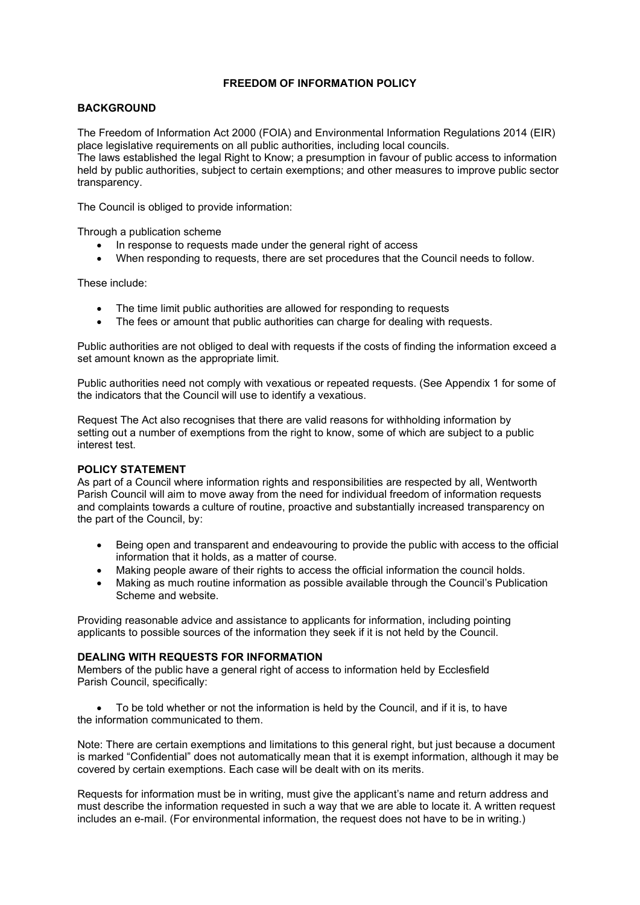# FREEDOM OF INFORMATION POLICY

## BACKGROUND

The Freedom of Information Act 2000 (FOIA) and Environmental Information Regulations 2014 (EIR) place legislative requirements on all public authorities, including local councils.
The laws established the legal Right to Know; a presumption in favour of public access to information held by public authorities, subject to certain exemptions; and other measures to improve public sector transparency.

The Council is obliged to provide information:

Through a publication scheme

- In response to requests made under the general right of access
- When responding to requests, there are set procedures that the Council needs to follow.

These include:

- The time limit public authorities are allowed for responding to requests
- The fees or amount that public authorities can charge for dealing with requests.

Public authorities are not obliged to deal with requests if the costs of finding the information exceed a set amount known as the appropriate limit.

Public authorities need not comply with vexatious or repeated requests. (See Appendix 1 for some of the indicators that the Council will use to identify a vexatious.

Request The Act also recognises that there are valid reasons for withholding information by setting out a number of exemptions from the right to know, some of which are subject to a public interest test.

## POLICY STATEMENT

As part of a Council where information rights and responsibilities are respected by all, Wentworth Parish Council will aim to move away from the need for individual freedom of information requests and complaints towards a culture of routine, proactive and substantially increased transparency on the part of the Council, by:

- Being open and transparent and endeavouring to provide the public with access to the official information that it holds, as a matter of course.
- Making people aware of their rights to access the official information the council holds.
- Making as much routine information as possible available through the Council's Publication Scheme and website.

Providing reasonable advice and assistance to applicants for information, including pointing applicants to possible sources of the information they seek if it is not held by the Council.

## DEALING WITH REQUESTS FOR INFORMATION

Members of the public have a general right of access to information held by Ecclesfield Parish Council, specifically:

- To be told whether or not the information is held by the Council, and if it is, to have the information communicated to them.

Note: There are certain exemptions and limitations to this general right, but just because a document is marked "Confidential" does not automatically mean that it is exempt information, although it may be covered by certain exemptions. Each case will be dealt with on its merits.

Requests for information must be in writing, must give the applicant's name and return address and must describe the information requested in such a way that we are able to locate it. A written request includes an e-mail. (For environmental information, the request does not have to be in writing.)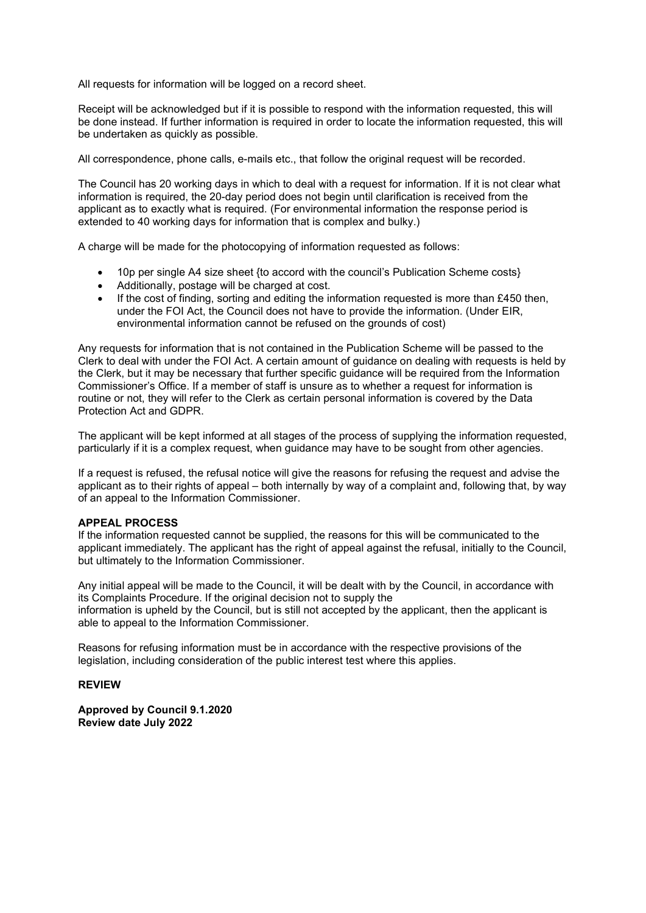All requests for information will be logged on a record sheet.

Receipt will be acknowledged but if it is possible to respond with the information requested, this will be done instead. If further information is required in order to locate the information requested, this will be undertaken as quickly as possible.

All correspondence, phone calls, e-mails etc., that follow the original request will be recorded.

The Council has 20 working days in which to deal with a request for information. If it is not clear what information is required, the 20-day period does not begin until clarification is received from the applicant as to exactly what is required. (For environmental information the response period is extended to 40 working days for information that is complex and bulky.)

A charge will be made for the photocopying of information requested as follows:

- 10p per single A4 size sheet {to accord with the council's Publication Scheme costs}
- Additionally, postage will be charged at cost.
- If the cost of finding, sorting and editing the information requested is more than £450 then, under the FOI Act, the Council does not have to provide the information. (Under EIR, environmental information cannot be refused on the grounds of cost)

Any requests for information that is not contained in the Publication Scheme will be passed to the Clerk to deal with under the FOI Act. A certain amount of guidance on dealing with requests is held by the Clerk, but it may be necessary that further specific guidance will be required from the Information Commissioner's Office. If a member of staff is unsure as to whether a request for information is routine or not, they will refer to the Clerk as certain personal information is covered by the Data Protection Act and GDPR.

The applicant will be kept informed at all stages of the process of supplying the information requested, particularly if it is a complex request, when guidance may have to be sought from other agencies.

If a request is refused, the refusal notice will give the reasons for refusing the request and advise the applicant as to their rights of appeal – both internally by way of a complaint and, following that, by way of an appeal to the Information Commissioner.

**APPEAL PROCESS**

If the information requested cannot be supplied, the reasons for this will be communicated to the applicant immediately. The applicant has the right of appeal against the refusal, initially to the Council, but ultimately to the Information Commissioner.

Any initial appeal will be made to the Council, it will be dealt with by the Council, in accordance with its Complaints Procedure. If the original decision not to supply the information is upheld by the Council, but is still not accepted by the applicant, then the applicant is able to appeal to the Information Commissioner.

Reasons for refusing information must be in accordance with the respective provisions of the legislation, including consideration of the public interest test where this applies.

**REVIEW**

**Approved by Council 9.1.2020**
**Review date July 2022**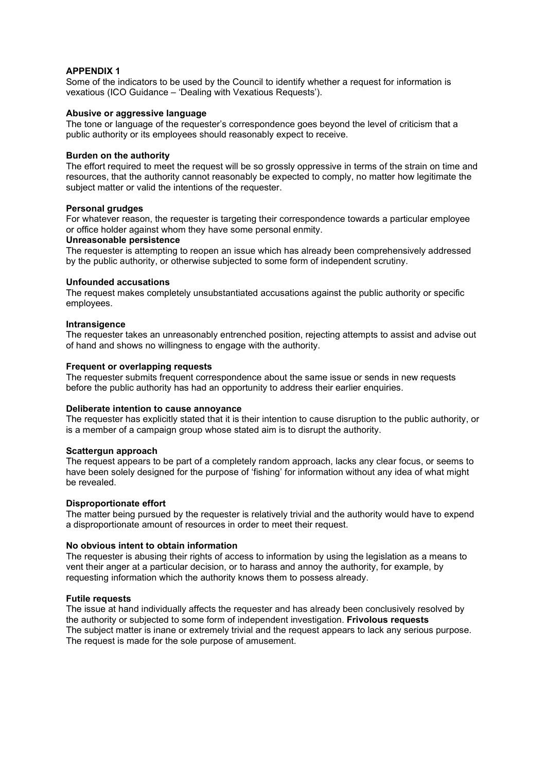**APPENDIX 1**

Some of the indicators to be used by the Council to identify whether a request for information is vexatious (ICO Guidance – 'Dealing with Vexatious Requests').

**Abusive or aggressive language**

The tone or language of the requester's correspondence goes beyond the level of criticism that a public authority or its employees should reasonably expect to receive.

**Burden on the authority**

The effort required to meet the request will be so grossly oppressive in terms of the strain on time and resources, that the authority cannot reasonably be expected to comply, no matter how legitimate the subject matter or valid the intentions of the requester.

**Personal grudges**

For whatever reason, the requester is targeting their correspondence towards a particular employee or office holder against whom they have some personal enmity.

**Unreasonable persistence**

The requester is attempting to reopen an issue which has already been comprehensively addressed by the public authority, or otherwise subjected to some form of independent scrutiny.

**Unfounded accusations**

The request makes completely unsubstantiated accusations against the public authority or specific employees.

**Intransigence**

The requester takes an unreasonably entrenched position, rejecting attempts to assist and advise out of hand and shows no willingness to engage with the authority.

**Frequent or overlapping requests**

The requester submits frequent correspondence about the same issue or sends in new requests before the public authority has had an opportunity to address their earlier enquiries.

**Deliberate intention to cause annoyance**

The requester has explicitly stated that it is their intention to cause disruption to the public authority, or is a member of a campaign group whose stated aim is to disrupt the authority.

**Scattergun approach**

The request appears to be part of a completely random approach, lacks any clear focus, or seems to have been solely designed for the purpose of 'fishing' for information without any idea of what might be revealed.

**Disproportionate effort**

The matter being pursued by the requester is relatively trivial and the authority would have to expend a disproportionate amount of resources in order to meet their request.

**No obvious intent to obtain information**

The requester is abusing their rights of access to information by using the legislation as a means to vent their anger at a particular decision, or to harass and annoy the authority, for example, by requesting information which the authority knows them to possess already.

**Futile requests**

The issue at hand individually affects the requester and has already been conclusively resolved by the authority or subjected to some form of independent investigation.

**Frivolous requests**

The subject matter is inane or extremely trivial and the request appears to lack any serious purpose. The request is made for the sole purpose of amusement.